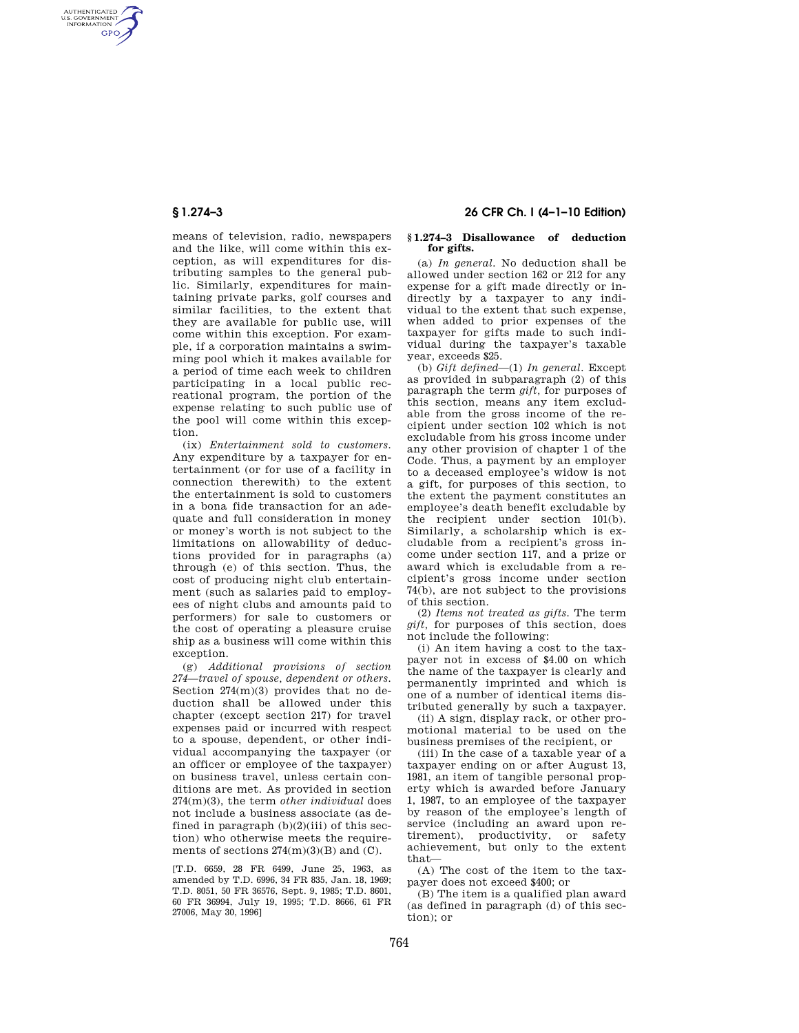means of television, radio, newspapers and the like, will come within this exception, as will expenditures for distributing samples to the general public. Similarly, expenditures for maintaining private parks, golf courses and similar facilities, to the extent that they are available for public use, will come within this exception. For example, if a corporation maintains a swimming pool which it makes available for a period of time each week to children participating in a local public recreational program, the portion of the expense relating to such public use of the pool will come within this exception.

(ix) *Entertainment sold to customers.* Any expenditure by a taxpayer for entertainment (or for use of a facility in connection therewith) to the extent the entertainment is sold to customers in a bona fide transaction for an adequate and full consideration in money or money's worth is not subject to the limitations on allowability of deductions provided for in paragraphs (a) through (e) of this section. Thus, the cost of producing night club entertainment (such as salaries paid to employees of night clubs and amounts paid to performers) for sale to customers or the cost of operating a pleasure cruise ship as a business will come within this exception.

(g) *Additional provisions of section 274—travel of spouse, dependent or others.* Section 274(m)(3) provides that no deduction shall be allowed under this chapter (except section 217) for travel expenses paid or incurred with respect to a spouse, dependent, or other individual accompanying the taxpayer (or an officer or employee of the taxpayer) on business travel, unless certain conditions are met. As provided in section 274(m)(3), the term *other individual* does not include a business associate (as defined in paragraph (b)(2)(iii) of this section) who otherwise meets the requirements of sections 274(m)(3)(B) and (C).

[T.D. 6659, 28 FR 6499, June 25, 1963, as amended by T.D. 6996, 34 FR 835, Jan. 18, 1969; T.D. 8051, 50 FR 36576, Sept. 9, 1985; T.D. 8601, 60 FR 36994, July 19, 1995; T.D. 8666, 61 FR 27006, May 30, 1996]

## § 1.274–3 Disallowance of deduction for gifts.

(a) *In general.* No deduction shall be allowed under section 162 or 212 for any expense for a gift made directly or indirectly by a taxpayer to any individual to the extent that such expense, when added to prior expenses of the taxpayer for gifts made to such individual during the taxpayer's taxable year, exceeds $25.

(b) *Gift defined*—(1) *In general.* Except as provided in subparagraph (2) of this paragraph the term *gift*, for purposes of this section, means any item excludable from the gross income of the recipient under section 102 which is not excludable from his gross income under any other provision of chapter 1 of the Code. Thus, a payment by an employer to a deceased employee's widow is not a gift, for purposes of this section, to the extent the payment constitutes an employee's death benefit excludable by the recipient under section 101(b). Similarly, a scholarship which is excludable from a recipient's gross income under section 117, and a prize or award which is excludable from a recipient's gross income under section 74(b), are not subject to the provisions of this section.

(2) *Items not treated as gifts.* The term *gift*, for purposes of this section, does not include the following:

(i) An item having a cost to the taxpayer not in excess of $4.00 on which the name of the taxpayer is clearly and permanently imprinted and which is one of a number of identical items distributed generally by such a taxpayer.

(ii) A sign, display rack, or other promotional material to be used on the business premises of the recipient, or

(iii) In the case of a taxable year of a taxpayer ending on or after August 13, 1981, an item of tangible personal property which is awarded before January 1, 1987, to an employee of the taxpayer by reason of the employee's length of service (including an award upon retirement), productivity, or safety achievement, but only to the extent that—

(A) The cost of the item to the taxpayer does not exceed $400; or

(B) The item is a qualified plan award (as defined in paragraph (d) of this section); or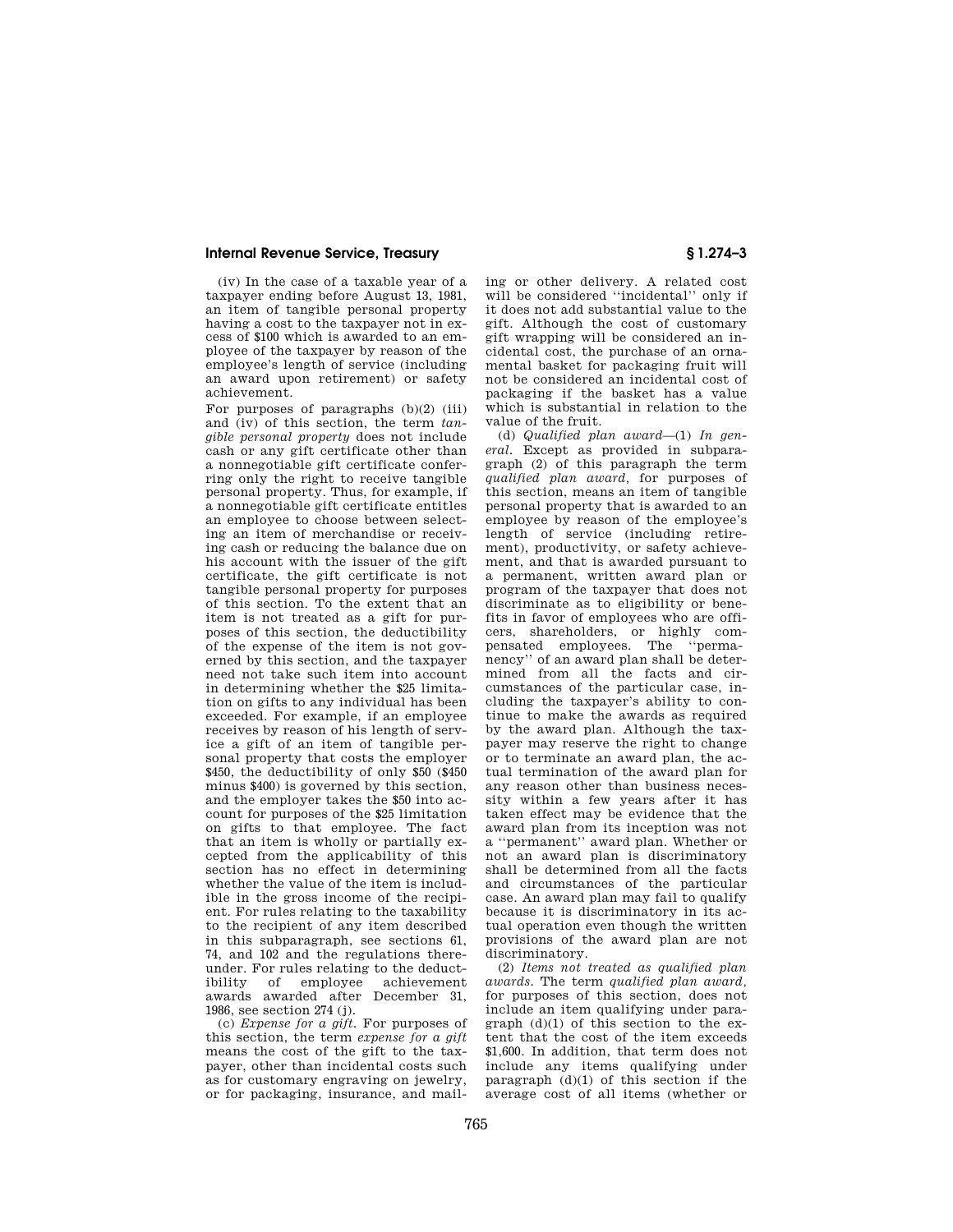(iv) In the case of a taxable year of a taxpayer ending before August 13, 1981, an item of tangible personal property having a cost to the taxpayer not in excess of $100 which is awarded to an employee of the taxpayer by reason of the employee's length of service (including an award upon retirement) or safety achievement.

For purposes of paragraphs (b)(2) (iii) and (iv) of this section, the term *tangible personal property* does not include cash or any gift certificate other than a nonnegotiable gift certificate conferring only the right to receive tangible personal property. Thus, for example, if a nonnegotiable gift certificate entitles an employee to choose between selecting an item of merchandise or receiving cash or reducing the balance due on his account with the issuer of the gift certificate, the gift certificate is not tangible personal property for purposes of this section. To the extent that an item is not treated as a gift for purposes of this section, the deductibility of the expense of the item is not governed by this section, and the taxpayer need not take such item into account in determining whether the $25 limitation on gifts to any individual has been exceeded. For example, if an employee receives by reason of his length of service a gift of an item of tangible personal property that costs the employer $450, the deductibility of only $50 ($450 minus $400) is governed by this section, and the employer takes the $50 into account for purposes of the $25 limitation on gifts to that employee. The fact that an item is wholly or partially excepted from the applicability of this section has no effect in determining whether the value of the item is includible in the gross income of the recipient. For rules relating to the taxability to the recipient of any item described in this subparagraph, see sections 61, 74, and 102 and the regulations thereunder. For rules relating to the deductibility of employee achievement awards awarded after December 31, 1986, see section 274 (j).

(c) *Expense for a gift.* For purposes of this section, the term *expense for a gift* means the cost of the gift to the taxpayer, other than incidental costs such as for customary engraving on jewelry, or for packaging, insurance, and mailing or other delivery. A related cost will be considered "incidental" only if it does not add substantial value to the gift. Although the cost of customary gift wrapping will be considered an incidental cost, the purchase of an ornamental basket for packaging fruit will not be considered an incidental cost of packaging if the basket has a value which is substantial in relation to the value of the fruit.

(d) *Qualified plan award*—(1) *In general.* Except as provided in subparagraph (2) of this paragraph the term *qualified plan award,* for purposes of this section, means an item of tangible personal property that is awarded to an employee by reason of the employee's length of service (including retirement), productivity, or safety achievement, and that is awarded pursuant to a permanent, written award plan or program of the taxpayer that does not discriminate as to eligibility or benefits in favor of employees who are officers, shareholders, or highly compensated employees. The "permanency" of an award plan shall be determined from all the facts and circumstances of the particular case, including the taxpayer's ability to continue to make the awards as required by the award plan. Although the taxpayer may reserve the right to change or to terminate an award plan, the actual termination of the award plan for any reason other than business necessity within a few years after it has taken effect may be evidence that the award plan from its inception was not a "permanent" award plan. Whether or not an award plan is discriminatory shall be determined from all the facts and circumstances of the particular case. An award plan may fail to qualify because it is discriminatory in its actual operation even though the written provisions of the award plan are not discriminatory.

(2) *Items not treated as qualified plan awards.* The term *qualified plan award,* for purposes of this section, does not include an item qualifying under paragraph (d)(1) of this section to the extent that the cost of the item exceeds $1,600. In addition, that term does not include any items qualifying under paragraph (d)(1) of this section if the average cost of all items (whether or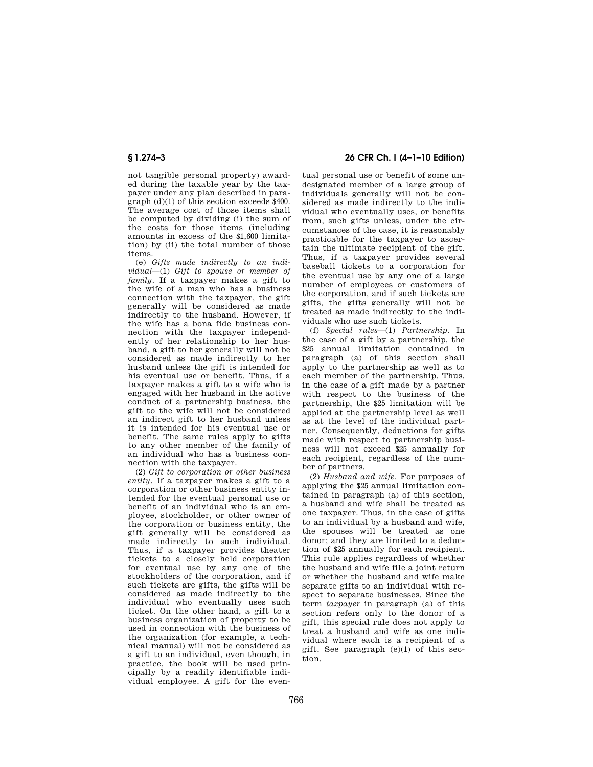not tangible personal property) awarded during the taxable year by the taxpayer under any plan described in paragraph (d)(1) of this section exceeds $400. The average cost of those items shall be computed by dividing (i) the sum of the costs for those items (including amounts in excess of the $1,600 limitation) by (ii) the total number of those items.

(e) *Gifts made indirectly to an individual*—(1) *Gift to spouse or member of family*. If a taxpayer makes a gift to the wife of a man who has a business connection with the taxpayer, the gift generally will be considered as made indirectly to the husband. However, if the wife has a bona fide business connection with the taxpayer independently of her relationship to her husband, a gift to her generally will not be considered as made indirectly to her husband unless the gift is intended for his eventual use or benefit. Thus, if a taxpayer makes a gift to a wife who is engaged with her husband in the active conduct of a partnership business, the gift to the wife will not be considered an indirect gift to her husband unless it is intended for his eventual use or benefit. The same rules apply to gifts to any other member of the family of an individual who has a business connection with the taxpayer.

(2) *Gift to corporation or other business entity*. If a taxpayer makes a gift to a corporation or other business entity intended for the eventual personal use or benefit of an individual who is an employee, stockholder, or other owner of the corporation or business entity, the gift generally will be considered as made indirectly to such individual. Thus, if a taxpayer provides theater tickets to a closely held corporation for eventual use by any one of the stockholders of the corporation, and if such tickets are gifts, the gifts will be considered as made indirectly to the individual who eventually uses such ticket. On the other hand, a gift to a business organization of property to be used in connection with the business of the organization (for example, a technical manual) will not be considered as a gift to an individual, even though, in practice, the book will be used principally by a readily identifiable individual employee. A gift for the eventual personal use or benefit of some undesignated member of a large group of individuals generally will not be considered as made indirectly to the individual who eventually uses, or benefits from, such gifts unless, under the circumstances of the case, it is reasonably practicable for the taxpayer to ascertain the ultimate recipient of the gift. Thus, if a taxpayer provides several baseball tickets to a corporation for the eventual use by any one of a large number of employees or customers of the corporation, and if such tickets are gifts, the gifts generally will not be treated as made indirectly to the individuals who use such tickets.

(f) *Special rules*—(1) *Partnership*. In the case of a gift by a partnership, the $25 annual limitation contained in paragraph (a) of this section shall apply to the partnership as well as to each member of the partnership. Thus, in the case of a gift made by a partner with respect to the business of the partnership, the $25 limitation will be applied at the partnership level as well as at the level of the individual partner. Consequently, deductions for gifts made with respect to partnership business will not exceed $25 annually for each recipient, regardless of the number of partners.

(2) *Husband and wife*. For purposes of applying the $25 annual limitation contained in paragraph (a) of this section, a husband and wife shall be treated as one taxpayer. Thus, in the case of gifts to an individual by a husband and wife, the spouses will be treated as one donor; and they are limited to a deduction of $25 annually for each recipient. This rule applies regardless of whether the husband and wife file a joint return or whether the husband and wife make separate gifts to an individual with respect to separate businesses. Since the term *taxpayer* in paragraph (a) of this section refers only to the donor of a gift, this special rule does not apply to treat a husband and wife as one individual where each is a recipient of a gift. See paragraph (e)(1) of this section.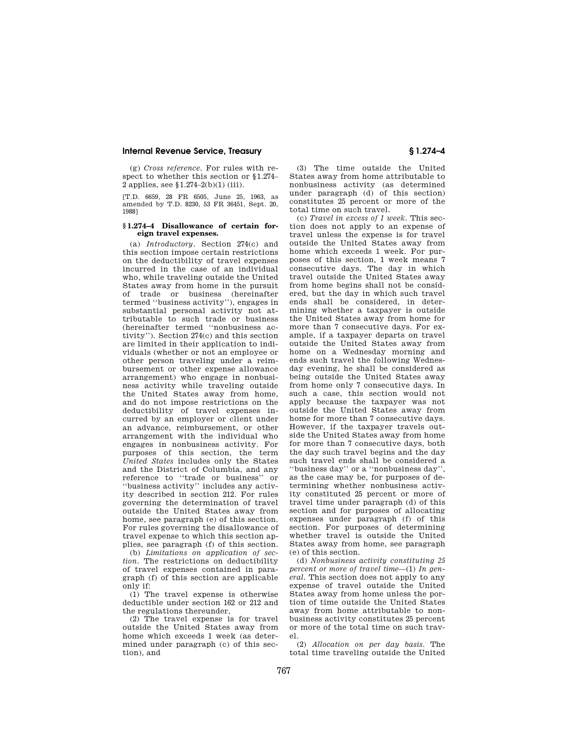(g) *Cross reference*. For rules with respect to whether this section or §1.274–2 applies, see §1.274–2(b)(1) (iii).

[T.D. 6659, 28 FR 6505, June 25, 1963, as amended by T.D. 8230, 53 FR 36451, Sept. 20, 1988]

## §1.274–4 Disallowance of certain foreign travel expenses.

(a) *Introductory*. Section 274(c) and this section impose certain restrictions on the deductibility of travel expenses incurred in the case of an individual who, while traveling outside the United States away from home in the pursuit of trade or business (hereinafter termed ''business activity''), engages in substantial personal activity not attributable to such trade or business (hereinafter termed ''nonbusiness activity''). Section 274(c) and this section are limited in their application to individuals (whether or not an employee or other person traveling under a reimbursement or other expense allowance arrangement) who engage in nonbusiness activity while traveling outside the United States away from home, and do not impose restrictions on the deductibility of travel expenses incurred by an employer or client under an advance, reimbursement, or other arrangement with the individual who engages in nonbusiness activity. For purposes of this section, the term *United States* includes only the States and the District of Columbia, and any reference to ''trade or business'' or ''business activity'' includes any activity described in section 212. For rules governing the determination of travel outside the United States away from home, see paragraph (e) of this section. For rules governing the disallowance of travel expense to which this section applies, see paragraph (f) of this section.

(b) *Limitations on application of section*. The restrictions on deductibility of travel expenses contained in paragraph (f) of this section are applicable only if:

(1) The travel expense is otherwise deductible under section 162 or 212 and the regulations thereunder,

(2) The travel expense is for travel outside the United States away from home which exceeds 1 week (as determined under paragraph (c) of this section), and

(3) The time outside the United States away from home attributable to nonbusiness activity (as determined under paragraph (d) of this section) constitutes 25 percent or more of the total time on such travel.

(c) *Travel in excess of 1 week*. This section does not apply to an expense of travel unless the expense is for travel outside the United States away from home which exceeds 1 week. For purposes of this section, 1 week means 7 consecutive days. The day in which travel outside the United States away from home begins shall not be considered, but the day in which such travel ends shall be considered, in determining whether a taxpayer is outside the United States away from home for more than 7 consecutive days. For example, if a taxpayer departs on travel outside the United States away from home on a Wednesday morning and ends such travel the following Wednesday evening, he shall be considered as being outside the United States away from home only 7 consecutive days. In such a case, this section would not apply because the taxpayer was not outside the United States away from home for more than 7 consecutive days. However, if the taxpayer travels outside the United States away from home for more than 7 consecutive days, both the day such travel begins and the day such travel ends shall be considered a ''business day'' or a ''nonbusiness day'', as the case may be, for purposes of determining whether nonbusiness activity constituted 25 percent or more of travel time under paragraph (d) of this section and for purposes of allocating expenses under paragraph (f) of this section. For purposes of determining whether travel is outside the United States away from home, see paragraph (e) of this section.

(d) *Nonbusiness activity constituting 25 percent or more of travel time*—(1) *In general*. This section does not apply to any expense of travel outside the United States away from home unless the portion of time outside the United States away from home attributable to nonbusiness activity constitutes 25 percent or more of the total time on such travel.

(2) *Allocation on per day basis*. The total time traveling outside the United